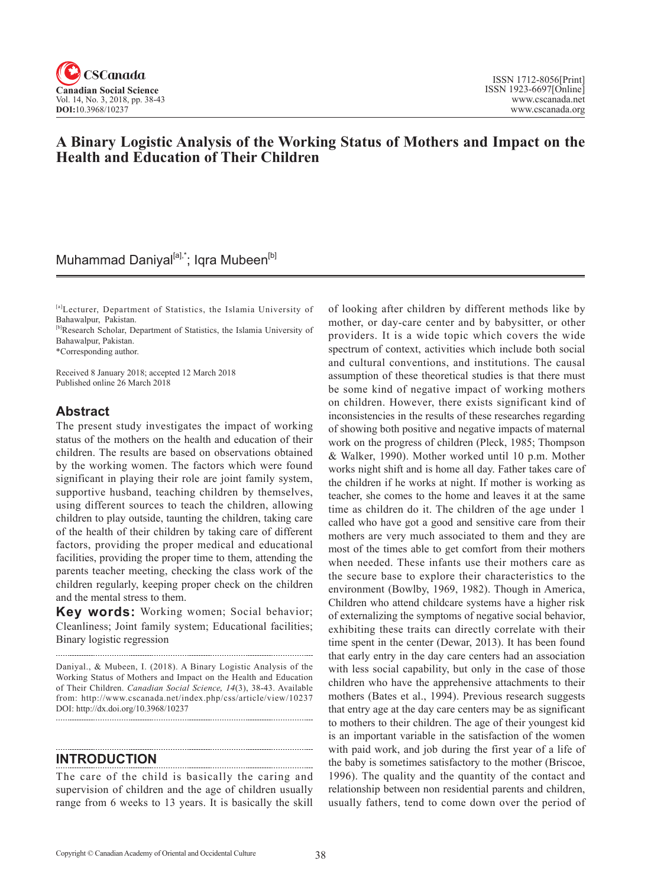# A Binary Logistic Analysis of the Working Status of Mothers and Impact on the Health and Education of Their Children

Muhammad Daniyal[a],*; Iqra Mubeen[b]

[a]Lecturer, Department of Statistics, the Islamia University of Bahawalpur, Pakistan.
[b]Research Scholar, Department of Statistics, the Islamia University of Bahawalpur, Pakistan.
*Corresponding author.

Received 8 January 2018; accepted 12 March 2018
Published online 26 March 2018

## Abstract

The present study investigates the impact of working status of the mothers on the health and education of their children. The results are based on observations obtained by the working women. The factors which were found significant in playing their role are joint family system, supportive husband, teaching children by themselves, using different sources to teach the children, allowing children to play outside, taunting the children, taking care of the health of their children by taking care of different factors, providing the proper medical and educational facilities, providing the proper time to them, attending the parents teacher meeting, checking the class work of the children regularly, keeping proper check on the children and the mental stress to them.

**Key words:** Working women; Social behavior; Cleanliness; Joint family system; Educational facilities; Binary logistic regression

Daniyal., & Mubeen, I. (2018). A Binary Logistic Analysis of the Working Status of Mothers and Impact on the Health and Education of Their Children. *Canadian Social Science, 14*(3), 38-43. Available from: http://www.cscanada.net/index.php/css/article/view/10237
DOI: http://dx.doi.org/10.3968/10237

## INTRODUCTION

The care of the child is basically the caring and supervision of children and the age of children usually range from 6 weeks to 13 years. It is basically the skill of looking after children by different methods like by mother, or day-care center and by babysitter, or other providers. It is a wide topic which covers the wide spectrum of context, activities which include both social and cultural conventions, and institutions. The causal assumption of these theoretical studies is that there must be some kind of negative impact of working mothers on children. However, there exists significant kind of inconsistencies in the results of these researches regarding of showing both positive and negative impacts of maternal work on the progress of children (Pleck, 1985; Thompson & Walker, 1990). Mother worked until 10 p.m. Mother works night shift and is home all day. Father takes care of the children if he works at night. If mother is working as teacher, she comes to the home and leaves it at the same time as children do it. The children of the age under 1 called who have got a good and sensitive care from their mothers are very much associated to them and they are most of the times able to get comfort from their mothers when needed. These infants use their mothers care as the secure base to explore their characteristics to the environment (Bowlby, 1969, 1982). Though in America, Children who attend childcare systems have a higher risk of externalizing the symptoms of negative social behavior, exhibiting these traits can directly correlate with their time spent in the center (Dewar, 2013). It has been found that early entry in the day care centers had an association with less social capability, but only in the case of those children who have the apprehensive attachments to their mothers (Bates et al., 1994). Previous research suggests that entry age at the day care centers may be as significant to mothers to their children. The age of their youngest kid is an important variable in the satisfaction of the women with paid work, and job during the first year of a life of the baby is sometimes satisfactory to the mother (Briscoe, 1996). The quality and the quantity of the contact and relationship between non residential parents and children, usually fathers, tend to come down over the period of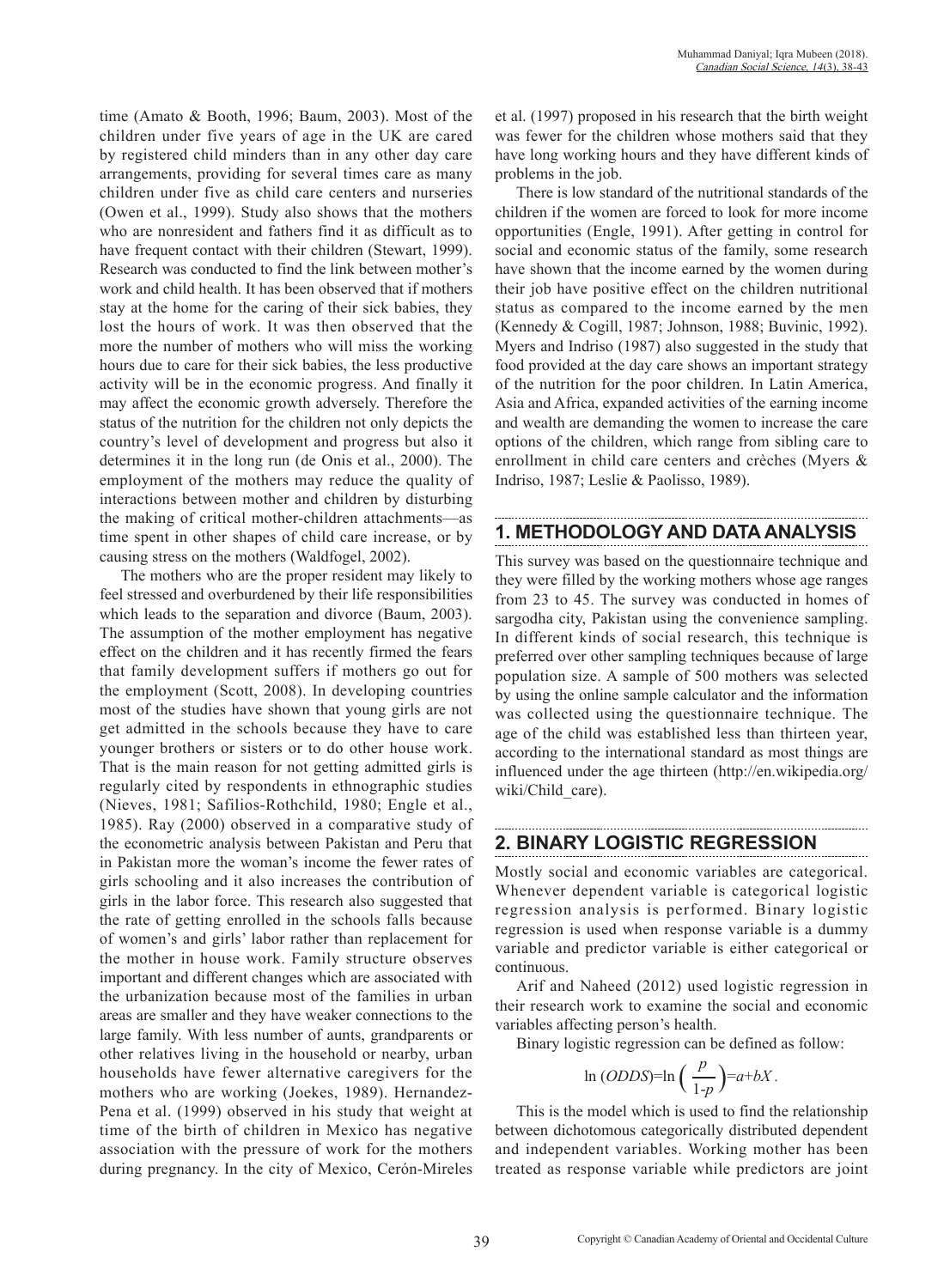time (Amato & Booth, 1996; Baum, 2003). Most of the children under five years of age in the UK are cared by registered child minders than in any other day care arrangements, providing for several times care as many children under five as child care centers and nurseries (Owen et al., 1999). Study also shows that the mothers who are nonresident and fathers find it as difficult as to have frequent contact with their children (Stewart, 1999). Research was conducted to find the link between mother's work and child health. It has been observed that if mothers stay at the home for the caring of their sick babies, they lost the hours of work. It was then observed that the more the number of mothers who will miss the working hours due to care for their sick babies, the less productive activity will be in the economic progress. And finally it may affect the economic growth adversely. Therefore the status of the nutrition for the children not only depicts the country's level of development and progress but also it determines it in the long run (de Onis et al., 2000). The employment of the mothers may reduce the quality of interactions between mother and children by disturbing the making of critical mother-children attachments—as time spent in other shapes of child care increase, or by causing stress on the mothers (Waldfogel, 2002).

The mothers who are the proper resident may likely to feel stressed and overburdened by their life responsibilities which leads to the separation and divorce (Baum, 2003). The assumption of the mother employment has negative effect on the children and it has recently firmed the fears that family development suffers if mothers go out for the employment (Scott, 2008). In developing countries most of the studies have shown that young girls are not get admitted in the schools because they have to care younger brothers or sisters or to do other house work. That is the main reason for not getting admitted girls is regularly cited by respondents in ethnographic studies (Nieves, 1981; Safilios-Rothchild, 1980; Engle et al., 1985). Ray (2000) observed in a comparative study of the econometric analysis between Pakistan and Peru that in Pakistan more the woman's income the fewer rates of girls schooling and it also increases the contribution of girls in the labor force. This research also suggested that the rate of getting enrolled in the schools falls because of women's and girls' labor rather than replacement for the mother in house work. Family structure observes important and different changes which are associated with the urbanization because most of the families in urban areas are smaller and they have weaker connections to the large family. With less number of aunts, grandparents or other relatives living in the household or nearby, urban households have fewer alternative caregivers for the mothers who are working (Joekes, 1989). Hernandez-Pena et al. (1999) observed in his study that weight at time of the birth of children in Mexico has negative association with the pressure of work for the mothers during pregnancy. In the city of Mexico, Cerón-Mireles et al. (1997) proposed in his research that the birth weight was fewer for the children whose mothers said that they have long working hours and they have different kinds of problems in the job.

There is low standard of the nutritional standards of the children if the women are forced to look for more income opportunities (Engle, 1991). After getting in control for social and economic status of the family, some research have shown that the income earned by the women during their job have positive effect on the children nutritional status as compared to the income earned by the men (Kennedy & Cogill, 1987; Johnson, 1988; Buvinic, 1992). Myers and Indriso (1987) also suggested in the study that food provided at the day care shows an important strategy of the nutrition for the poor children. In Latin America, Asia and Africa, expanded activities of the earning income and wealth are demanding the women to increase the care options of the children, which range from sibling care to enrollment in child care centers and crèches (Myers & Indriso, 1987; Leslie & Paolisso, 1989).

## 1. METHODOLOGY AND DATA ANALYSIS

This survey was based on the questionnaire technique and they were filled by the working mothers whose age ranges from 23 to 45. The survey was conducted in homes of sargodha city, Pakistan using the convenience sampling. In different kinds of social research, this technique is preferred over other sampling techniques because of large population size. A sample of 500 mothers was selected by using the online sample calculator and the information was collected using the questionnaire technique. The age of the child was established less than thirteen year, according to the international standard as most things are influenced under the age thirteen (http://en.wikipedia.org/wiki/Child_care).

## 2. BINARY LOGISTIC REGRESSION

Mostly social and economic variables are categorical. Whenever dependent variable is categorical logistic regression analysis is performed. Binary logistic regression is used when response variable is a dummy variable and predictor variable is either categorical or continuous.

Arif and Naheed (2012) used logistic regression in their research work to examine the social and economic variables affecting person's health.

Binary logistic regression can be defined as follow:

$$\ln(ODDS) = \ln\left(\frac{p}{1-p}\right) = a + bX.$$

This is the model which is used to find the relationship between dichotomous categorically distributed dependent and independent variables. Working mother has been treated as response variable while predictors are joint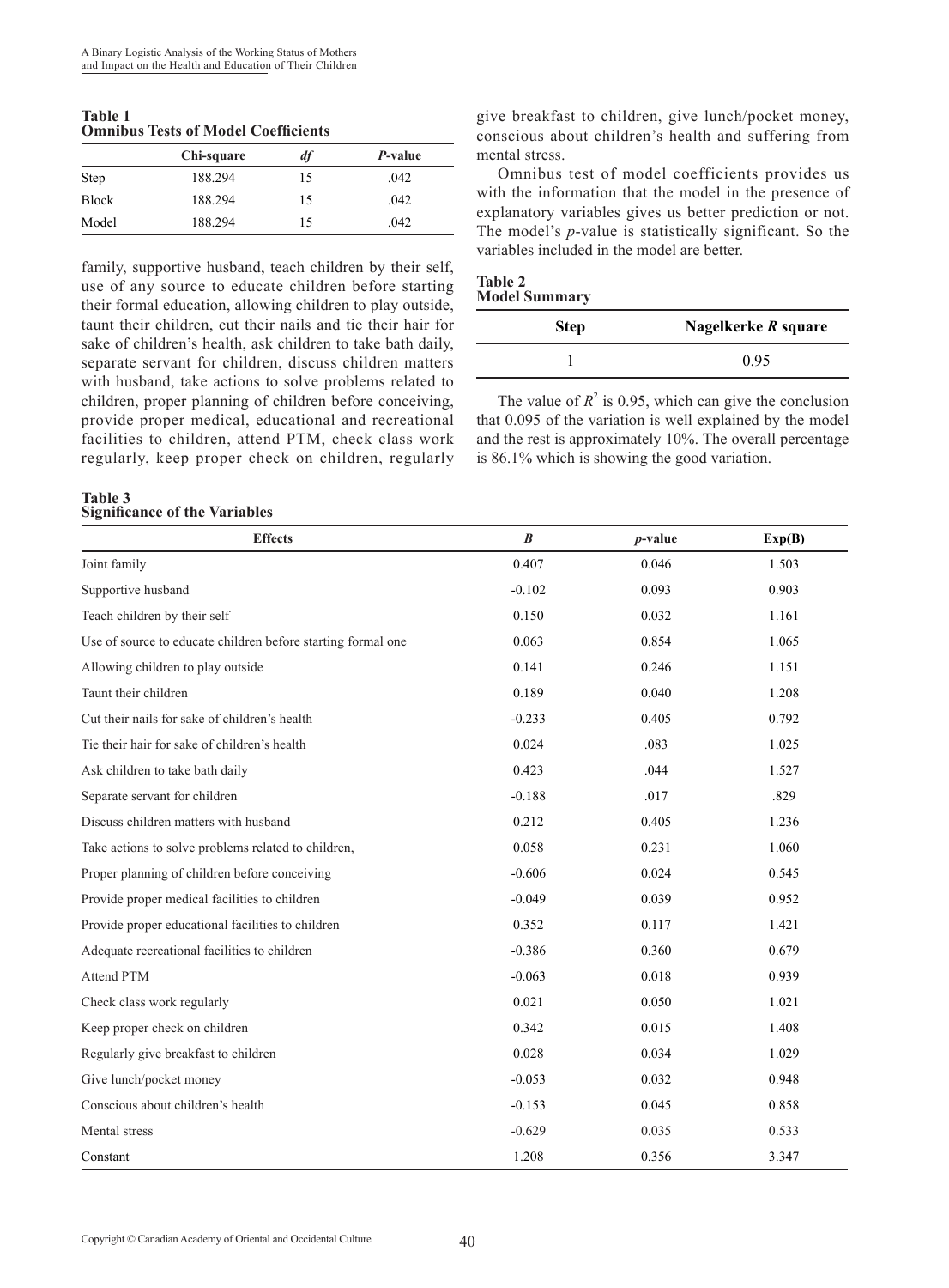**Table 1**
**Omnibus Tests of Model Coefficients**

| | Chi-square | *df* | *P*-value |
|---|---|---|---|
| Step | 188.294 | 15 | .042 |
| Block | 188.294 | 15 | .042 |
| Model | 188.294 | 15 | .042 |

family, supportive husband, teach children by their self, use of any source to educate children before starting their formal education, allowing children to play outside, taunt their children, cut their nails and tie their hair for sake of children's health, ask children to take bath daily, separate servant for children, discuss children matters with husband, take actions to solve problems related to children, proper planning of children before conceiving, provide proper medical, educational and recreational facilities to children, attend PTM, check class work regularly, keep proper check on children, regularly give breakfast to children, give lunch/pocket money, conscious about children's health and suffering from mental stress.

Omnibus test of model coefficients provides us with the information that the model in the presence of explanatory variables gives us better prediction or not. The model's *p*-value is statistically significant. So the variables included in the model are better.

**Table 2**
**Model Summary**

| Step | Nagelkerke *R* square |
|---|---|
| 1 | 0.95 |

The value of $R^2$ is 0.95, which can give the conclusion that 0.095 of the variation is well explained by the model and the rest is approximately 10%. The overall percentage is 86.1% which is showing the good variation.

**Table 3**
**Significance of the Variables**

| Effects | *B* | *p*-value | Exp(B) |
|---|---|---|---|
| Joint family | 0.407 | 0.046 | 1.503 |
| Supportive husband | -0.102 | 0.093 | 0.903 |
| Teach children by their self | 0.150 | 0.032 | 1.161 |
| Use of source to educate children before starting formal one | 0.063 | 0.854 | 1.065 |
| Allowing children to play outside | 0.141 | 0.246 | 1.151 |
| Taunt their children | 0.189 | 0.040 | 1.208 |
| Cut their nails for sake of children's health | -0.233 | 0.405 | 0.792 |
| Tie their hair for sake of children's health | 0.024 | .083 | 1.025 |
| Ask children to take bath daily | 0.423 | .044 | 1.527 |
| Separate servant for children | -0.188 | .017 | .829 |
| Discuss children matters with husband | 0.212 | 0.405 | 1.236 |
| Take actions to solve problems related to children, | 0.058 | 0.231 | 1.060 |
| Proper planning of children before conceiving | -0.606 | 0.024 | 0.545 |
| Provide proper medical facilities to children | -0.049 | 0.039 | 0.952 |
| Provide proper educational facilities to children | 0.352 | 0.117 | 1.421 |
| Adequate recreational facilities to children | -0.386 | 0.360 | 0.679 |
| Attend PTM | -0.063 | 0.018 | 0.939 |
| Check class work regularly | 0.021 | 0.050 | 1.021 |
| Keep proper check on children | 0.342 | 0.015 | 1.408 |
| Regularly give breakfast to children | 0.028 | 0.034 | 1.029 |
| Give lunch/pocket money | -0.053 | 0.032 | 0.948 |
| Conscious about children's health | -0.153 | 0.045 | 0.858 |
| Mental stress | -0.629 | 0.035 | 0.533 |
| Constant | 1.208 | 0.356 | 3.347 |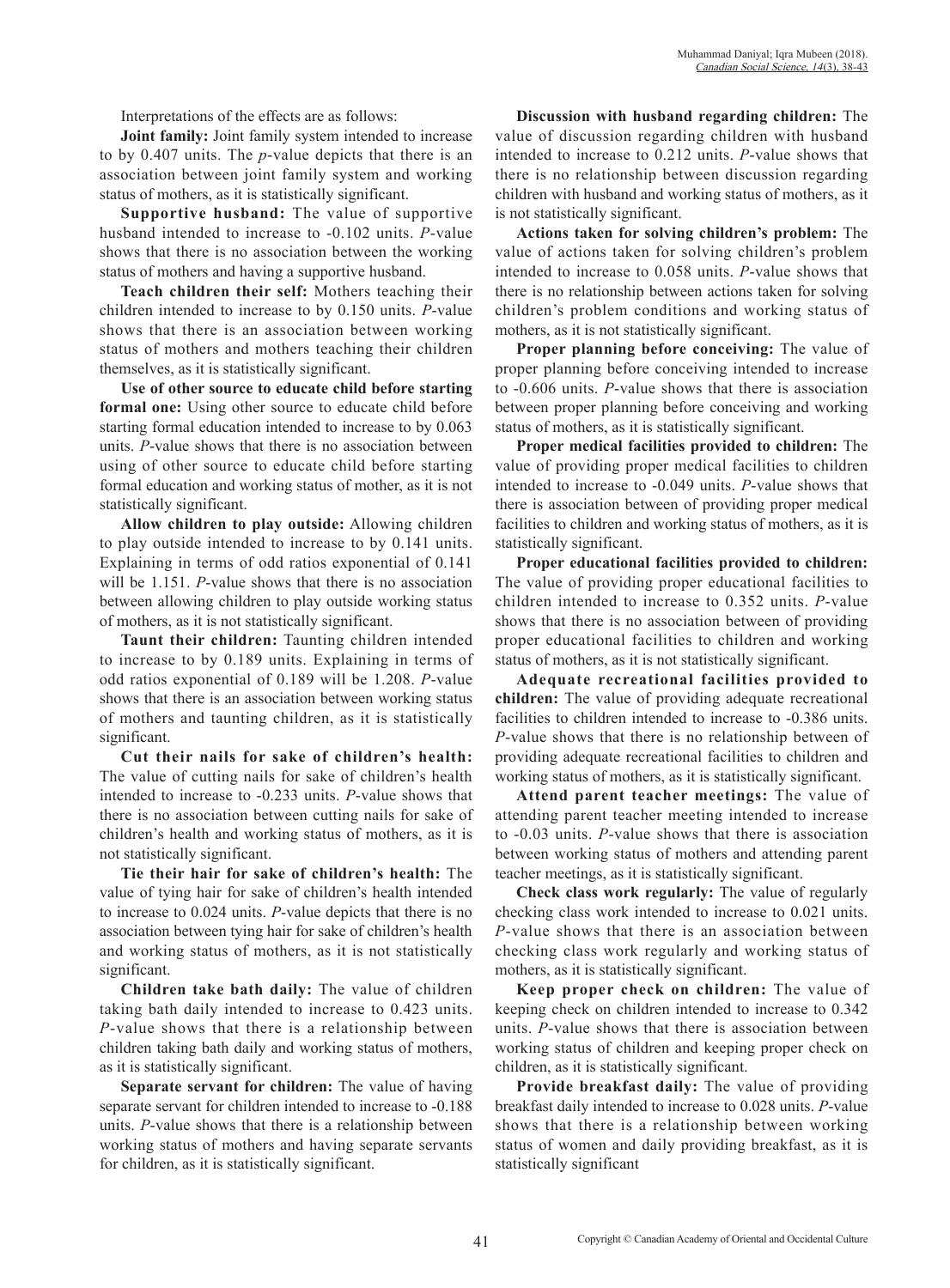Interpretations of the effects are as follows:

**Joint family:** Joint family system intended to increase to by 0.407 units. The *p*-value depicts that there is an association between joint family system and working status of mothers, as it is statistically significant.

**Supportive husband:** The value of supportive husband intended to increase to -0.102 units. *P*-value shows that there is no association between the working status of mothers and having a supportive husband.

**Teach children their self:** Mothers teaching their children intended to increase to by 0.150 units. *P*-value shows that there is an association between working status of mothers and mothers teaching their children themselves, as it is statistically significant.

**Use of other source to educate child before starting formal one:** Using other source to educate child before starting formal education intended to increase to by 0.063 units. *P*-value shows that there is no association between using of other source to educate child before starting formal education and working status of mother, as it is not statistically significant.

**Allow children to play outside:** Allowing children to play outside intended to increase to by 0.141 units. Explaining in terms of odd ratios exponential of 0.141 will be 1.151. *P*-value shows that there is no association between allowing children to play outside working status of mothers, as it is not statistically significant.

**Taunt their children:** Taunting children intended to increase to by 0.189 units. Explaining in terms of odd ratios exponential of 0.189 will be 1.208. *P*-value shows that there is an association between working status of mothers and taunting children, as it is statistically significant.

**Cut their nails for sake of children's health:** The value of cutting nails for sake of children's health intended to increase to -0.233 units. *P*-value shows that there is no association between cutting nails for sake of children's health and working status of mothers, as it is not statistically significant.

**Tie their hair for sake of children's health:** The value of tying hair for sake of children's health intended to increase to 0.024 units. *P*-value depicts that there is no association between tying hair for sake of children's health and working status of mothers, as it is not statistically significant.

**Children take bath daily:** The value of children taking bath daily intended to increase to 0.423 units. *P*-value shows that there is a relationship between children taking bath daily and working status of mothers, as it is statistically significant.

**Separate servant for children:** The value of having separate servant for children intended to increase to -0.188 units. *P*-value shows that there is a relationship between working status of mothers and having separate servants for children, as it is statistically significant.

**Discussion with husband regarding children:** The value of discussion regarding children with husband intended to increase to 0.212 units. *P*-value shows that there is no relationship between discussion regarding children with husband and working status of mothers, as it is not statistically significant.

**Actions taken for solving children's problem:** The value of actions taken for solving children's problem intended to increase to 0.058 units. *P*-value shows that there is no relationship between actions taken for solving children's problem conditions and working status of mothers, as it is not statistically significant.

**Proper planning before conceiving:** The value of proper planning before conceiving intended to increase to -0.606 units. *P*-value shows that there is association between proper planning before conceiving and working status of mothers, as it is statistically significant.

**Proper medical facilities provided to children:** The value of providing proper medical facilities to children intended to increase to -0.049 units. *P*-value shows that there is association between of providing proper medical facilities to children and working status of mothers, as it is statistically significant.

**Proper educational facilities provided to children:** The value of providing proper educational facilities to children intended to increase to 0.352 units. *P*-value shows that there is no association between of providing proper educational facilities to children and working status of mothers, as it is not statistically significant.

**Adequate recreational facilities provided to children:** The value of providing adequate recreational facilities to children intended to increase to -0.386 units. *P*-value shows that there is no relationship between of providing adequate recreational facilities to children and working status of mothers, as it is statistically significant.

**Attend parent teacher meetings:** The value of attending parent teacher meeting intended to increase to -0.03 units. *P*-value shows that there is association between working status of mothers and attending parent teacher meetings, as it is statistically significant.

**Check class work regularly:** The value of regularly checking class work intended to increase to 0.021 units. *P*-value shows that there is an association between checking class work regularly and working status of mothers, as it is statistically significant.

**Keep proper check on children:** The value of keeping check on children intended to increase to 0.342 units. *P*-value shows that there is association between working status of children and keeping proper check on children, as it is statistically significant.

**Provide breakfast daily:** The value of providing breakfast daily intended to increase to 0.028 units. *P*-value shows that there is a relationship between working status of women and daily providing breakfast, as it is statistically significant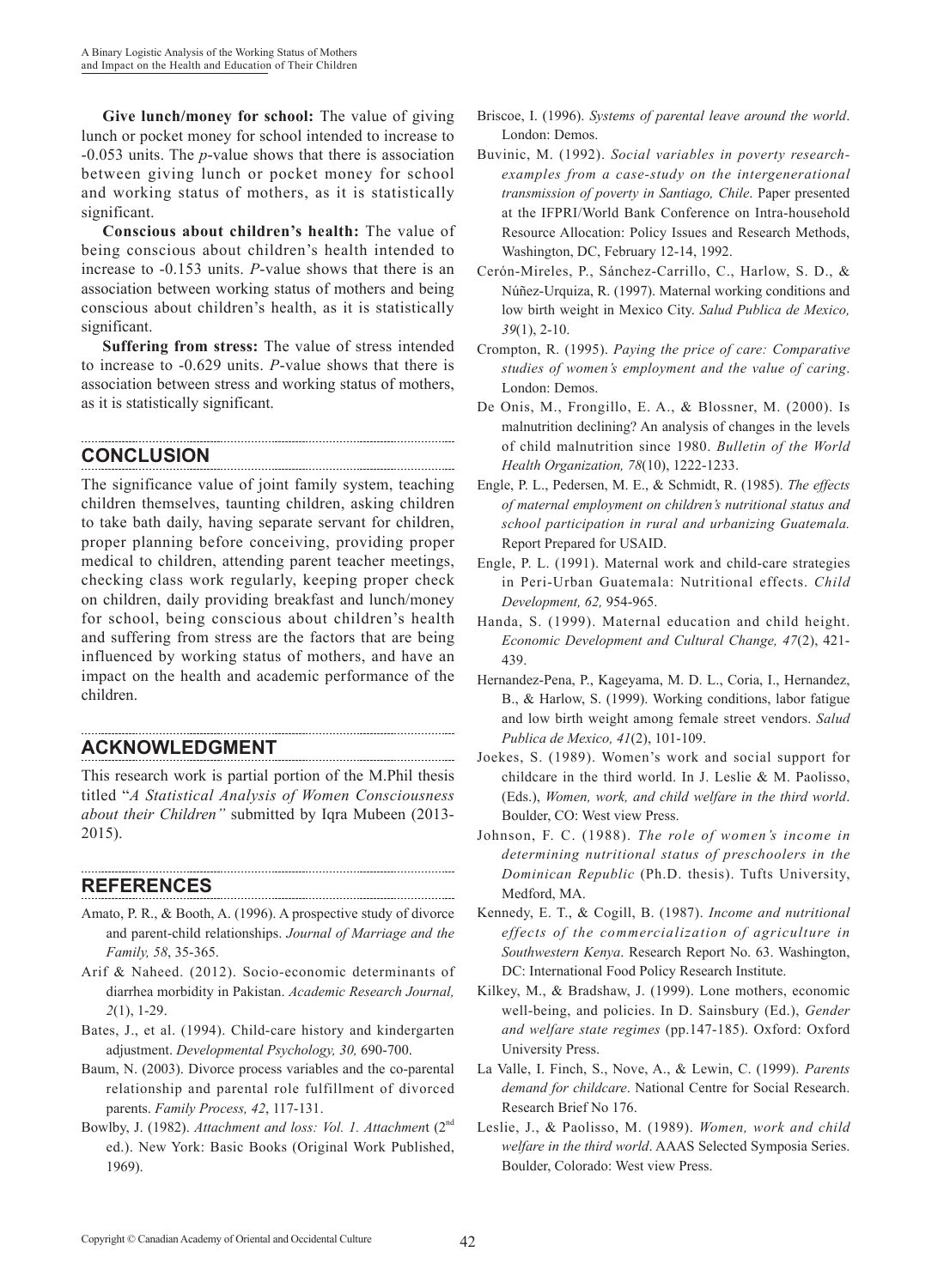**Give lunch/money for school:** The value of giving lunch or pocket money for school intended to increase to -0.053 units. The *p*-value shows that there is association between giving lunch or pocket money for school and working status of mothers, as it is statistically significant.

**Conscious about children's health:** The value of being conscious about children's health intended to increase to -0.153 units. *P*-value shows that there is an association between working status of mothers and being conscious about children's health, as it is statistically significant.

**Suffering from stress:** The value of stress intended to increase to -0.629 units. *P*-value shows that there is association between stress and working status of mothers, as it is statistically significant.

## CONCLUSION

The significance value of joint family system, teaching children themselves, taunting children, asking children to take bath daily, having separate servant for children, proper planning before conceiving, providing proper medical to children, attending parent teacher meetings, checking class work regularly, keeping proper check on children, daily providing breakfast and lunch/money for school, being conscious about children's health and suffering from stress are the factors that are being influenced by working status of mothers, and have an impact on the health and academic performance of the children.

## ACKNOWLEDGMENT

This research work is partial portion of the M.Phil thesis titled "*A Statistical Analysis of Women Consciousness about their Children"* submitted by Iqra Mubeen (2013-2015).

## REFERENCES

Amato, P. R., & Booth, A. (1996). A prospective study of divorce and parent-child relationships. *Journal of Marriage and the Family, 58*, 35-365.

Arif & Naheed. (2012). Socio-economic determinants of diarrhea morbidity in Pakistan. *Academic Research Journal, 2*(1), 1-29.

Bates, J., et al. (1994). Child-care history and kindergarten adjustment. *Developmental Psychology, 30,* 690-700.

Baum, N. (2003). Divorce process variables and the co-parental relationship and parental role fulfillment of divorced parents. *Family Process, 42*, 117-131.

Bowlby, J. (1982). *Attachment and loss: Vol. 1. Attachment* (2nd ed.). New York: Basic Books (Original Work Published, 1969).

Briscoe, I. (1996). *Systems of parental leave around the world*. London: Demos.

Buvinic, M. (1992). *Social variables in poverty research-examples from a case-study on the intergenerational transmission of poverty in Santiago, Chile*. Paper presented at the IFPRI/World Bank Conference on Intra-household Resource Allocation: Policy Issues and Research Methods, Washington, DC, February 12-14, 1992.

Cerón-Mireles, P., Sánchez-Carrillo, C., Harlow, S. D., & Núñez-Urquiza, R. (1997). Maternal working conditions and low birth weight in Mexico City. *Salud Publica de Mexico, 39*(1), 2-10.

Crompton, R. (1995). *Paying the price of care: Comparative studies of women's employment and the value of caring*. London: Demos.

De Onis, M., Frongillo, E. A., & Blossner, M. (2000). Is malnutrition declining? An analysis of changes in the levels of child malnutrition since 1980. *Bulletin of the World Health Organization, 78*(10), 1222-1233.

Engle, P. L., Pedersen, M. E., & Schmidt, R. (1985). *The effects of maternal employment on children's nutritional status and school participation in rural and urbanizing Guatemala.* Report Prepared for USAID.

Engle, P. L. (1991). Maternal work and child-care strategies in Peri-Urban Guatemala: Nutritional effects. *Child Development, 62,* 954-965.

Handa, S. (1999). Maternal education and child height. *Economic Development and Cultural Change, 47*(2), 421-439.

Hernandez-Pena, P., Kageyama, M. D. L., Coria, I., Hernandez, B., & Harlow, S. (1999). Working conditions, labor fatigue and low birth weight among female street vendors. *Salud Publica de Mexico, 41*(2), 101-109.

Joekes, S. (1989). Women's work and social support for childcare in the third world. In J. Leslie & M. Paolisso, (Eds.), *Women, work, and child welfare in the third world*. Boulder, CO: West view Press.

Johnson, F. C. (1988). *The role of women's income in determining nutritional status of preschoolers in the Dominican Republic* (Ph.D. thesis). Tufts University, Medford, MA.

Kennedy, E. T., & Cogill, B. (1987). *Income and nutritional effects of the commercialization of agriculture in Southwestern Kenya*. Research Report No. 63. Washington, DC: International Food Policy Research Institute.

Kilkey, M., & Bradshaw, J. (1999). Lone mothers, economic well-being, and policies. In D. Sainsbury (Ed.), *Gender and welfare state regimes* (pp.147-185). Oxford: Oxford University Press.

La Valle, I. Finch, S., Nove, A., & Lewin, C. (1999). *Parents demand for childcare*. National Centre for Social Research. Research Brief No 176.

Leslie, J., & Paolisso, M. (1989). *Women, work and child welfare in the third world*. AAAS Selected Symposia Series. Boulder, Colorado: West view Press.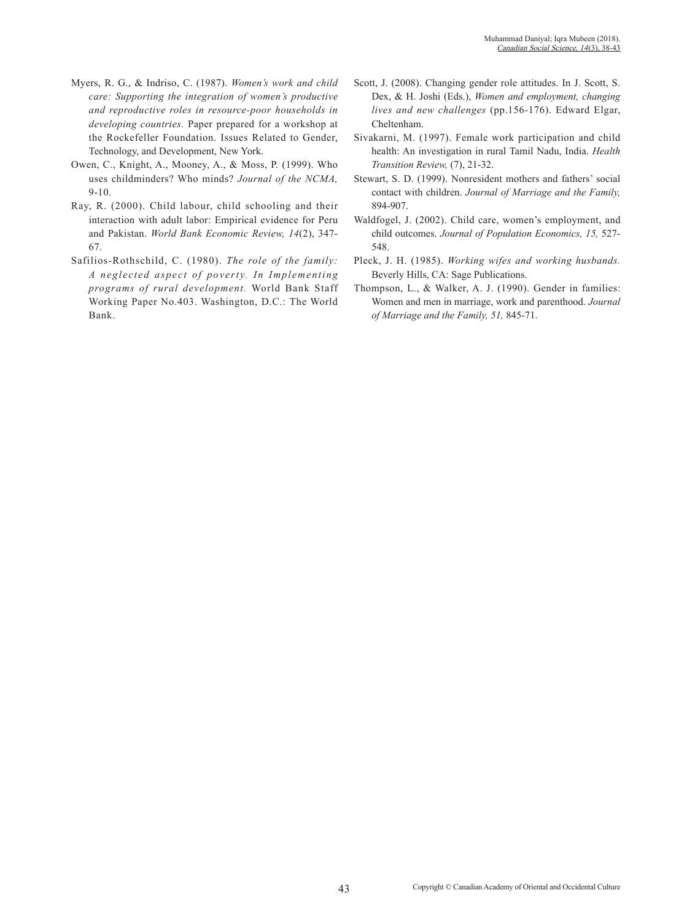Myers, R. G., & Indriso, C. (1987). *Women's work and child care: Supporting the integration of women's productive and reproductive roles in resource-poor households in developing countries.* Paper prepared for a workshop at the Rockefeller Foundation. Issues Related to Gender, Technology, and Development, New York.

Owen, C., Knight, A., Mooney, A., & Moss, P. (1999). Who uses childminders? Who minds? *Journal of the NCMA,* 9-10.

Ray, R. (2000). Child labour, child schooling and their interaction with adult labor: Empirical evidence for Peru and Pakistan. *World Bank Economic Review, 14*(2), 347-67.

Safilios-Rothschild, C. (1980). *The role of the family: A neglected aspect of poverty. In Implementing programs of rural development.* World Bank Staff Working Paper No.403. Washington, D.C.: The World Bank.

Scott, J. (2008). Changing gender role attitudes. In J. Scott, S. Dex, & H. Joshi (Eds.), *Women and employment, changing lives and new challenges* (pp.156-176). Edward Elgar, Cheltenham.

Sivakarni, M. (1997). Female work participation and child health: An investigation in rural Tamil Nadu, India. *Health Transition Review,* (7), 21-32.

Stewart, S. D. (1999). Nonresident mothers and fathers' social contact with children. *Journal of Marriage and the Family,* 894-907.

Waldfogel, J. (2002). Child care, women's employment, and child outcomes. *Journal of Population Economics, 15,* 527-548.

Pleck, J. H. (1985). *Working wifes and working husbands.* Beverly Hills, CA: Sage Publications.

Thompson, L., & Walker, A. J. (1990). Gender in families: Women and men in marriage, work and parenthood. *Journal of Marriage and the Family, 51,* 845-71.